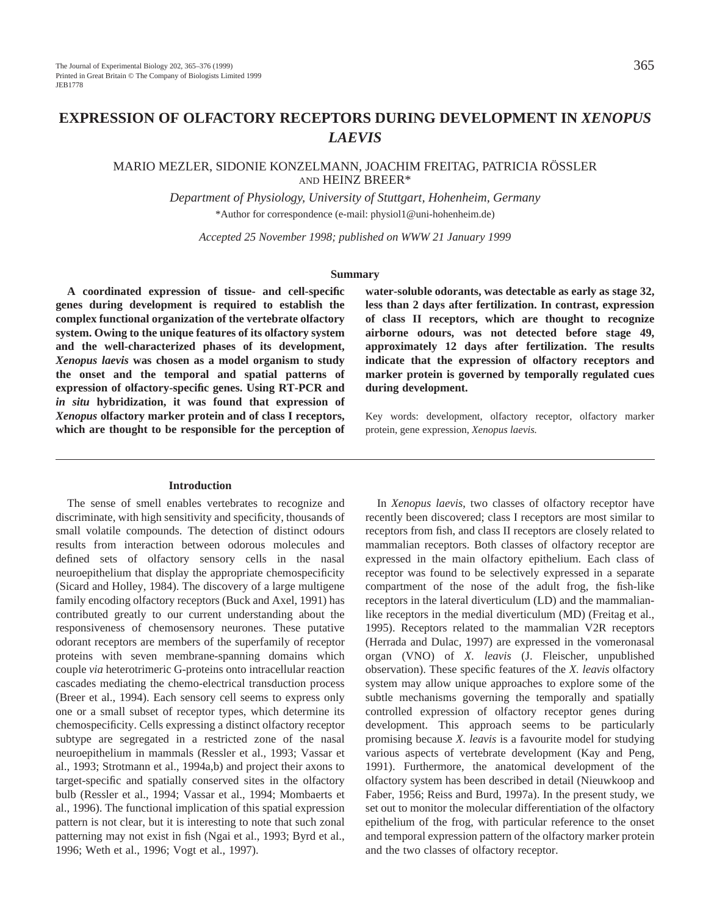# EXPRESSION OF OLFACTORY RECEPTORS DURING DEVELOPMENT IN *XENOPUS LAEVIS*

MARIO MEZLER, SIDONIE KONZELMANN, JOACHIM FREITAG, PATRICIA RÖSSLER AND HEINZ BREER*

*Department of Physiology, University of Stuttgart, Hohenheim, Germany*

*Author for correspondence (e-mail: physiol1@uni-hohenheim.de)

*Accepted 25 November 1998; published on WWW 21 January 1999*

## Summary

**A coordinated expression of tissue- and cell-specific genes during development is required to establish the complex functional organization of the vertebrate olfactory system. Owing to the unique features of its olfactory system and the well-characterized phases of its development, *Xenopus laevis* was chosen as a model organism to study the onset and the temporal and spatial patterns of expression of olfactory-specific genes. Using RT-PCR and *in situ* hybridization, it was found that expression of *Xenopus* olfactory marker protein and of class I receptors, which are thought to be responsible for the perception of water-soluble odorants, was detectable as early as stage 32, less than 2 days after fertilization. In contrast, expression of class II receptors, which are thought to recognize airborne odours, was not detected before stage 49, approximately 12 days after fertilization. The results indicate that the expression of olfactory receptors and marker protein is governed by temporally regulated cues during development.**

Key words: development, olfactory receptor, olfactory marker protein, gene expression, *Xenopus laevis.*

## Introduction

The sense of smell enables vertebrates to recognize and discriminate, with high sensitivity and specificity, thousands of small volatile compounds. The detection of distinct odours results from interaction between odorous molecules and defined sets of olfactory sensory cells in the nasal neuroepithelium that display the appropriate chemospecificity (Sicard and Holley, 1984). The discovery of a large multigene family encoding olfactory receptors (Buck and Axel, 1991) has contributed greatly to our current understanding about the responsiveness of chemosensory neurones. These putative odorant receptors are members of the superfamily of receptor proteins with seven membrane-spanning domains which couple *via* heterotrimeric G-proteins onto intracellular reaction cascades mediating the chemo-electrical transduction process (Breer et al., 1994). Each sensory cell seems to express only one or a small subset of receptor types, which determine its chemospecificity. Cells expressing a distinct olfactory receptor subtype are segregated in a restricted zone of the nasal neuroepithelium in mammals (Ressler et al., 1993; Vassar et al., 1993; Strotmann et al., 1994a,b) and project their axons to target-specific and spatially conserved sites in the olfactory bulb (Ressler et al., 1994; Vassar et al., 1994; Mombaerts et al., 1996). The functional implication of this spatial expression pattern is not clear, but it is interesting to note that such zonal patterning may not exist in fish (Ngai et al., 1993; Byrd et al., 1996; Weth et al., 1996; Vogt et al., 1997).

In *Xenopus laevis*, two classes of olfactory receptor have recently been discovered; class I receptors are most similar to receptors from fish, and class II receptors are closely related to mammalian receptors. Both classes of olfactory receptor are expressed in the main olfactory epithelium. Each class of receptor was found to be selectively expressed in a separate compartment of the nose of the adult frog, the fish-like receptors in the lateral diverticulum (LD) and the mammalian-like receptors in the medial diverticulum (MD) (Freitag et al., 1995). Receptors related to the mammalian V2R receptors (Herrada and Dulac, 1997) are expressed in the vomeronasal organ (VNO) of *X. leavis* (J. Fleischer, unpublished observation). These specific features of the *X. leavis* olfactory system may allow unique approaches to explore some of the subtle mechanisms governing the temporally and spatially controlled expression of olfactory receptor genes during development. This approach seems to be particularly promising because *X. leavis* is a favourite model for studying various aspects of vertebrate development (Kay and Peng, 1991). Furthermore, the anatomical development of the olfactory system has been described in detail (Nieuwkoop and Faber, 1956; Reiss and Burd, 1997a). In the present study, we set out to monitor the molecular differentiation of the olfactory epithelium of the frog, with particular reference to the onset and temporal expression pattern of the olfactory marker protein and the two classes of olfactory receptor.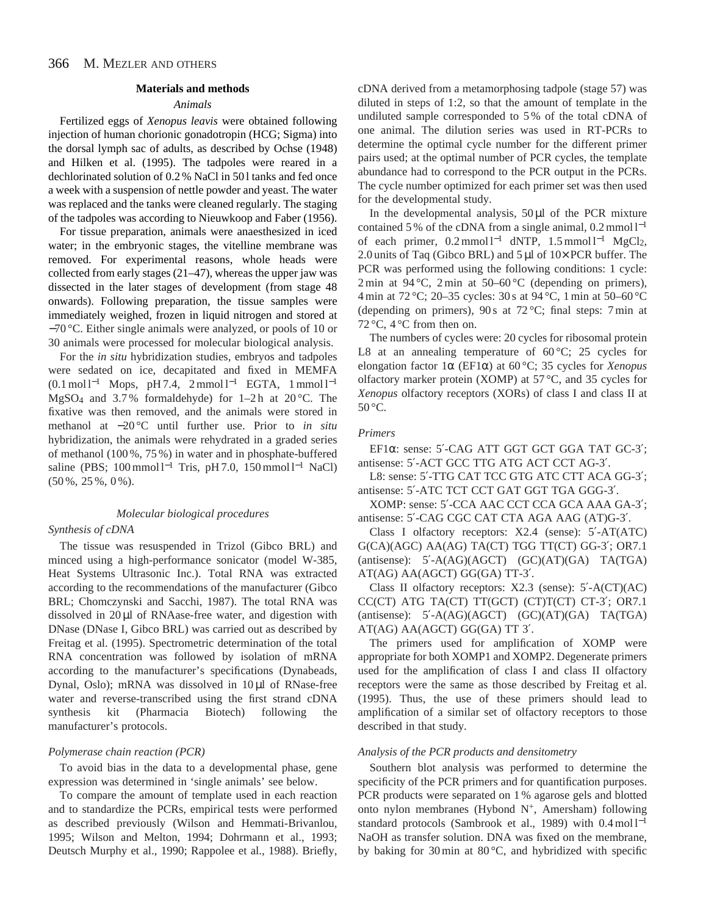## Materials and methods

### *Animals*

Fertilized eggs of *Xenopus leavis* were obtained following injection of human chorionic gonadotropin (HCG; Sigma) into the dorsal lymph sac of adults, as described by Ochse (1948) and Hilken et al. (1995). The tadpoles were reared in a dechlorinated solution of 0.2 % NaCl in 50 l tanks and fed once a week with a suspension of nettle powder and yeast. The water was replaced and the tanks were cleaned regularly. The staging of the tadpoles was according to Nieuwkoop and Faber (1956).

For tissue preparation, animals were anaesthesized in iced water; in the embryonic stages, the vitelline membrane was removed. For experimental reasons, whole heads were collected from early stages (21–47), whereas the upper jaw was dissected in the later stages of development (from stage 48 onwards). Following preparation, the tissue samples were immediately weighed, frozen in liquid nitrogen and stored at −70 °C. Either single animals were analyzed, or pools of 10 or 30 animals were processed for molecular biological analysis.

For the *in situ* hybridization studies, embryos and tadpoles were sedated on ice, decapitated and fixed in MEMFA (0.1 mol l$^{-1}$ Mops, pH 7.4, 2 mmol l$^{-1}$ EGTA, 1 mmol l$^{-1}$ $MgSO_4$ and 3.7 % formaldehyde) for 1–2 h at 20 °C. The fixative was then removed, and the animals were stored in methanol at −20 °C until further use. Prior to *in situ* hybridization, the animals were rehydrated in a graded series of methanol (100 %, 75 %) in water and in phosphate-buffered saline (PBS; 100 mmol l$^{-1}$ Tris, pH 7.0, 150 mmol l$^{-1}$ NaCl) (50 %, 25 %, 0 %).

### *Molecular biological procedures*

#### *Synthesis of cDNA*

The tissue was resuspended in Trizol (Gibco BRL) and minced using a high-performance sonicator (model W-385, Heat Systems Ultrasonic Inc.). Total RNA was extracted according to the recommendations of the manufacturer (Gibco BRL; Chomczynski and Sacchi, 1987). The total RNA was dissolved in 20 µl of RNAase-free water, and digestion with DNase (DNase I, Gibco BRL) was carried out as described by Freitag et al. (1995). Spectrometric determination of the total RNA concentration was followed by isolation of mRNA according to the manufacturer's specifications (Dynabeads, Dynal, Oslo); mRNA was dissolved in 10 µl of RNase-free water and reverse-transcribed using the first strand cDNA synthesis kit (Pharmacia Biotech) following the manufacturer's protocols.

#### *Polymerase chain reaction (PCR)*

To avoid bias in the data to a developmental phase, gene expression was determined in 'single animals' see below.

To compare the amount of template used in each reaction and to standardize the PCRs, empirical tests were performed as described previously (Wilson and Hemmati-Brivanlou, 1995; Wilson and Melton, 1994; Dohrmann et al., 1993; Deutsch Murphy et al., 1990; Rappolee et al., 1988). Briefly, cDNA derived from a metamorphosing tadpole (stage 57) was diluted in steps of 1:2, so that the amount of template in the undiluted sample corresponded to 5 % of the total cDNA of one animal. The dilution series was used in RT-PCRs to determine the optimal cycle number for the different primer pairs used; at the optimal number of PCR cycles, the template abundance had to correspond to the PCR output in the PCRs. The cycle number optimized for each primer set was then used for the developmental study.

In the developmental analysis, 50 µl of the PCR mixture contained 5 % of the cDNA from a single animal, 0.2 mmol l$^{-1}$ of each primer, 0.2 mmol l$^{-1}$ dNTP, 1.5 mmol l$^{-1}$ $MgCl_2$, 2.0 units of Taq (Gibco BRL) and 5 µl of 10× PCR buffer. The PCR was performed using the following conditions: 1 cycle: 2 min at 94 °C, 2 min at 50–60 °C (depending on primers), 4 min at 72 °C; 20–35 cycles: 30 s at 94 °C, 1 min at 50–60 °C (depending on primers), 90 s at 72 °C; final steps: 7 min at 72 °C, 4 °C from then on.

The numbers of cycles were: 20 cycles for ribosomal protein L8 at an annealing temperature of 60 °C; 25 cycles for elongation factor 1α (EF1α) at 60 °C; 35 cycles for *Xenopus* olfactory marker protein (XOMP) at 57 °C, and 35 cycles for *Xenopus* olfactory receptors (XORs) of class I and class II at 50 °C.

#### *Primers*

EF1α: sense: 5′-CAG ATT GGT GCT GGA TAT GC-3′; antisense: 5′-ACT GCC TTG ATG ACT CCT AG-3′.

L8: sense: 5′-TTG CAT TCC GTG ATC CTT ACA GG-3′; antisense: 5′-ATC TCT CCT GAT GGT TGA GGG-3′.

XOMP: sense: 5′-CCA AAC CCT CCA GCA AAA GA-3′; antisense: 5′-CAG CGC CAT CTA AGA AAG (AT)G-3′.

Class I olfactory receptors: X2.4 (sense): 5′-AT(ATC) G(CA)(AGC) AA(AG) TA(CT) TGG TT(CT) GG-3′; OR7.1 (antisense): 5′-A(AG)(AGCT) (GC)(AT)(GA) TA(TGA) AT(AG) AA(AGCT) GG(GA) TT-3′.

Class II olfactory receptors: X2.3 (sense): 5′-A(CT)(AC) CC(CT) ATG TA(CT) TT(GCT) (CT)T(CT) CT-3′; OR7.1 (antisense): 5′-A(AG)(AGCT) (GC)(AT)(GA) TA(TGA) AT(AG) AA(AGCT) GG(GA) TT 3′.

The primers used for amplification of XOMP were appropriate for both XOMP1 and XOMP2. Degenerate primers used for the amplification of class I and class II olfactory receptors were the same as those described by Freitag et al. (1995). Thus, the use of these primers should lead to amplification of a similar set of olfactory receptors to those described in that study.

#### *Analysis of the PCR products and densitometry*

Southern blot analysis was performed to determine the specificity of the PCR primers and for quantification purposes. PCR products were separated on 1 % agarose gels and blotted onto nylon membranes (Hybond N$^+$, Amersham) following standard protocols (Sambrook et al., 1989) with 0.4 mol l$^{-1}$ NaOH as transfer solution. DNA was fixed on the membrane, by baking for 30 min at 80 °C, and hybridized with specific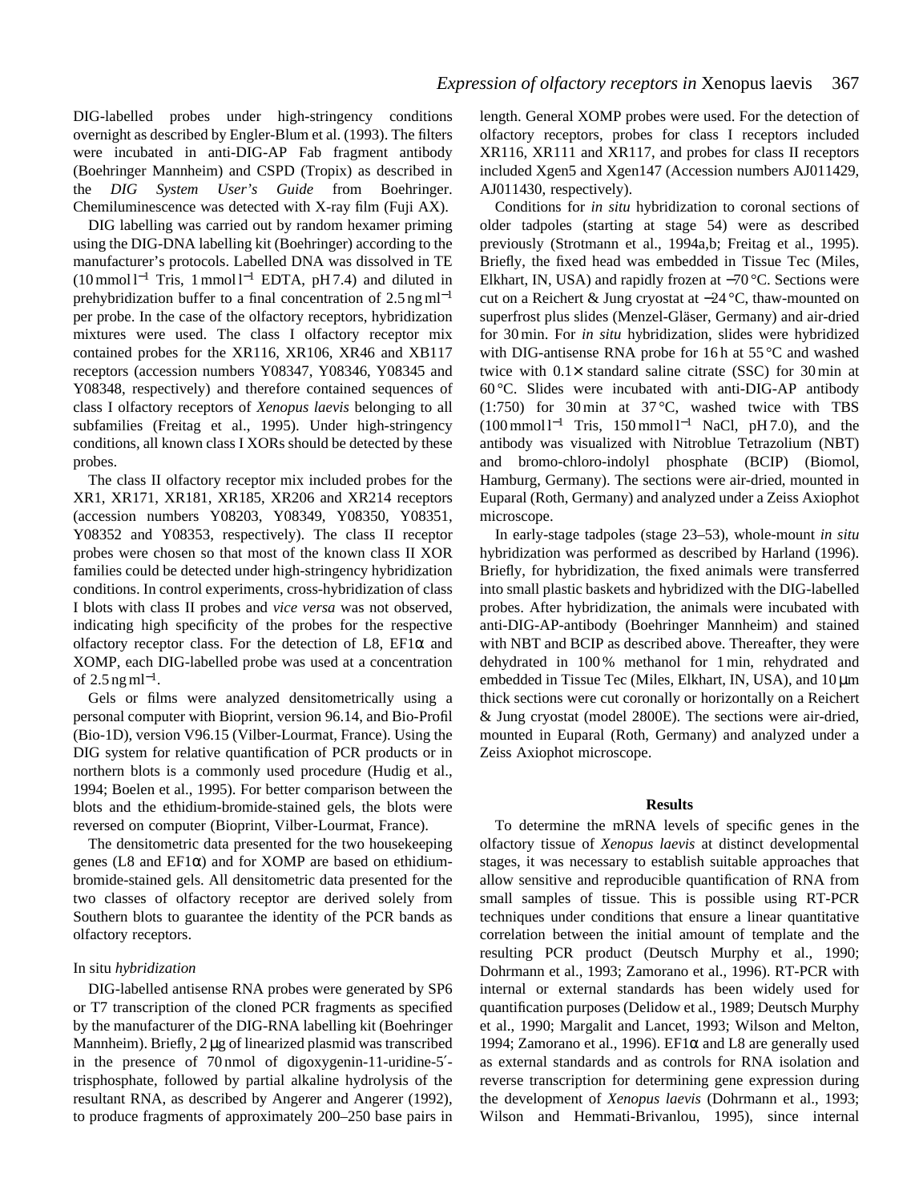DIG-labelled probes under high-stringency conditions overnight as described by Engler-Blum et al. (1993). The filters were incubated in anti-DIG-AP Fab fragment antibody (Boehringer Mannheim) and CSPD (Tropix) as described in the *DIG System User's Guide* from Boehringer. Chemiluminescence was detected with X-ray film (Fuji AX).

DIG labelling was carried out by random hexamer priming using the DIG-DNA labelling kit (Boehringer) according to the manufacturer's protocols. Labelled DNA was dissolved in TE (10 mmol $l^{-1}$ Tris, 1 mmol $l^{-1}$ EDTA, pH 7.4) and diluted in prehybridization buffer to a final concentration of 2.5 ng $ml^{-1}$ per probe. In the case of the olfactory receptors, hybridization mixtures were used. The class I olfactory receptor mix contained probes for the XR116, XR106, XR46 and XB117 receptors (accession numbers Y08347, Y08346, Y08345 and Y08348, respectively) and therefore contained sequences of class I olfactory receptors of *Xenopus laevis* belonging to all subfamilies (Freitag et al., 1995). Under high-stringency conditions, all known class I XORs should be detected by these probes.

The class II olfactory receptor mix included probes for the XR1, XR171, XR181, XR185, XR206 and XR214 receptors (accession numbers Y08203, Y08349, Y08350, Y08351, Y08352 and Y08353, respectively). The class II receptor probes were chosen so that most of the known class II XOR families could be detected under high-stringency hybridization conditions. In control experiments, cross-hybridization of class I blots with class II probes and *vice versa* was not observed, indicating high specificity of the probes for the respective olfactory receptor class. For the detection of L8, EF1α and XOMP, each DIG-labelled probe was used at a concentration of 2.5 ng $ml^{-1}$.

Gels or films were analyzed densitometrically using a personal computer with Bioprint, version 96.14, and Bio-Profil (Bio-1D), version V96.15 (Vilber-Lourmat, France). Using the DIG system for relative quantification of PCR products or in northern blots is a commonly used procedure (Hudig et al., 1994; Boelen et al., 1995). For better comparison between the blots and the ethidium-bromide-stained gels, the blots were reversed on computer (Bioprint, Vilber-Lourmat, France).

The densitometric data presented for the two housekeeping genes (L8 and EF1α) and for XOMP are based on ethidium-bromide-stained gels. All densitometric data presented for the two classes of olfactory receptor are derived solely from Southern blots to guarantee the identity of the PCR bands as olfactory receptors.

### In situ *hybridization*

DIG-labelled antisense RNA probes were generated by SP6 or T7 transcription of the cloned PCR fragments as specified by the manufacturer of the DIG-RNA labelling kit (Boehringer Mannheim). Briefly, 2 μg of linearized plasmid was transcribed in the presence of 70 nmol of digoxygenin-11-uridine-5′-trisphosphate, followed by partial alkaline hydrolysis of the resultant RNA, as described by Angerer and Angerer (1992), to produce fragments of approximately 200–250 base pairs in length. General XOMP probes were used. For the detection of olfactory receptors, probes for class I receptors included XR116, XR111 and XR117, and probes for class II receptors included Xgen5 and Xgen147 (Accession numbers AJ011429, AJ011430, respectively).

Conditions for *in situ* hybridization to coronal sections of older tadpoles (starting at stage 54) were as described previously (Strotmann et al., 1994a,b; Freitag et al., 1995). Briefly, the fixed head was embedded in Tissue Tec (Miles, Elkhart, IN, USA) and rapidly frozen at −70 °C. Sections were cut on a Reichert & Jung cryostat at −24 °C, thaw-mounted on superfrost plus slides (Menzel-Gläser, Germany) and air-dried for 30 min. For *in situ* hybridization, slides were hybridized with DIG-antisense RNA probe for 16 h at 55 °C and washed twice with 0.1× standard saline citrate (SSC) for 30 min at 60 °C. Slides were incubated with anti-DIG-AP antibody (1:750) for 30 min at 37 °C, washed twice with TBS (100 mmol $l^{-1}$ Tris, 150 mmol $l^{-1}$ NaCl, pH 7.0), and the antibody was visualized with Nitroblue Tetrazolium (NBT) and bromo-chloro-indolyl phosphate (BCIP) (Biomol, Hamburg, Germany). The sections were air-dried, mounted in Euparal (Roth, Germany) and analyzed under a Zeiss Axiophot microscope.

In early-stage tadpoles (stage 23–53), whole-mount *in situ* hybridization was performed as described by Harland (1996). Briefly, for hybridization, the fixed animals were transferred into small plastic baskets and hybridized with the DIG-labelled probes. After hybridization, the animals were incubated with anti-DIG-AP-antibody (Boehringer Mannheim) and stained with NBT and BCIP as described above. Thereafter, they were dehydrated in 100 % methanol for 1 min, rehydrated and embedded in Tissue Tec (Miles, Elkhart, IN, USA), and 10 μm thick sections were cut coronally or horizontally on a Reichert & Jung cryostat (model 2800E). The sections were air-dried, mounted in Euparal (Roth, Germany) and analyzed under a Zeiss Axiophot microscope.

## Results

To determine the mRNA levels of specific genes in the olfactory tissue of *Xenopus laevis* at distinct developmental stages, it was necessary to establish suitable approaches that allow sensitive and reproducible quantification of RNA from small samples of tissue. This is possible using RT-PCR techniques under conditions that ensure a linear quantitative correlation between the initial amount of template and the resulting PCR product (Deutsch Murphy et al., 1990; Dohrmann et al., 1993; Zamorano et al., 1996). RT-PCR with internal or external standards has been widely used for quantification purposes (Delidow et al., 1989; Deutsch Murphy et al., 1990; Margalit and Lancet, 1993; Wilson and Melton, 1994; Zamorano et al., 1996). EF1α and L8 are generally used as external standards and as controls for RNA isolation and reverse transcription for determining gene expression during the development of *Xenopus laevis* (Dohrmann et al., 1993; Wilson and Hemmati-Brivanlou, 1995), since internal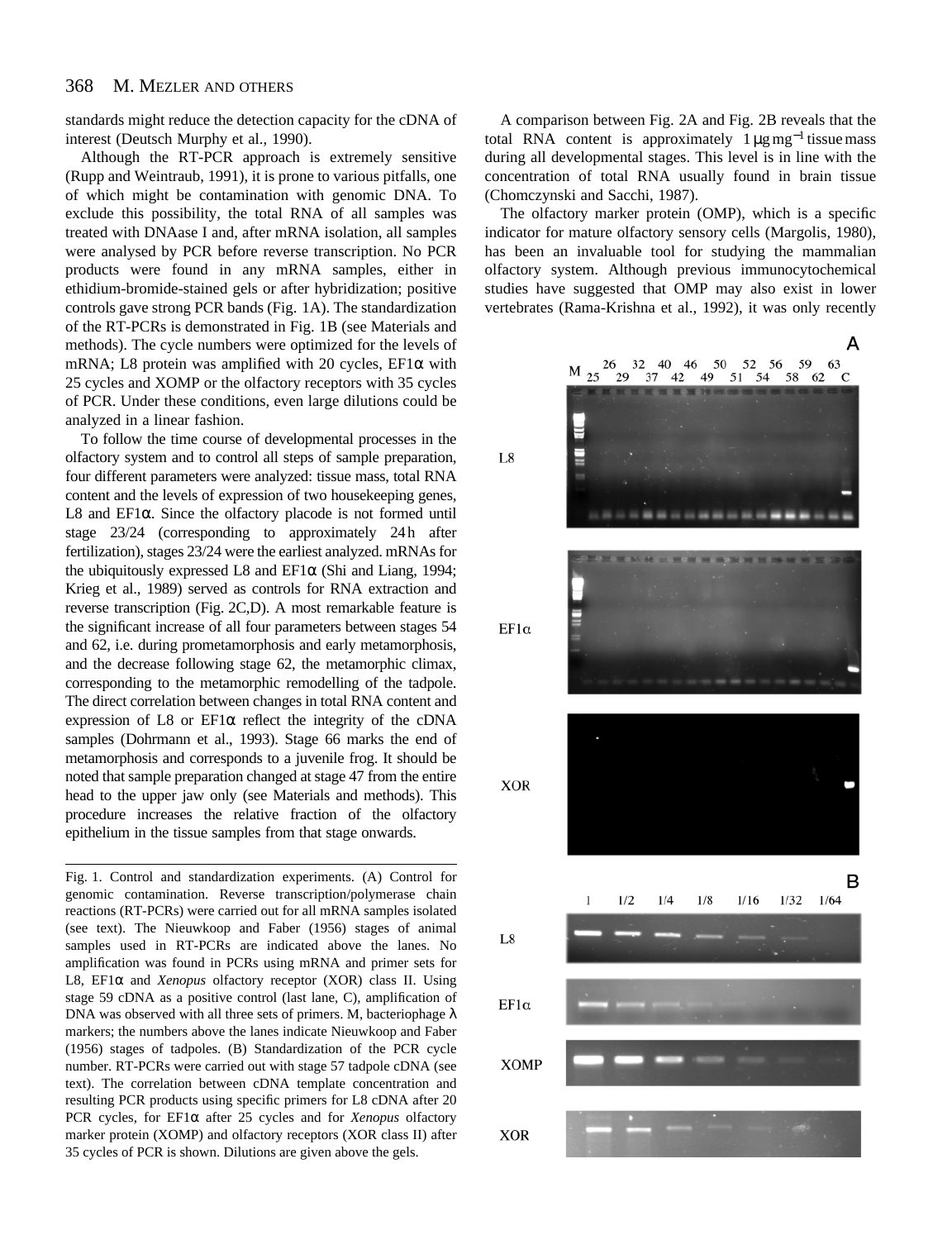standards might reduce the detection capacity for the cDNA of interest (Deutsch Murphy et al., 1990).

Although the RT-PCR approach is extremely sensitive (Rupp and Weintraub, 1991), it is prone to various pitfalls, one of which might be contamination with genomic DNA. To exclude this possibility, the total RNA of all samples was treated with DNAase I and, after mRNA isolation, all samples were analysed by PCR before reverse transcription. No PCR products were found in any mRNA samples, either in ethidium-bromide-stained gels or after hybridization; positive controls gave strong PCR bands (Fig. 1A). The standardization of the RT-PCRs is demonstrated in Fig. 1B (see Materials and methods). The cycle numbers were optimized for the levels of mRNA; L8 protein was amplified with 20 cycles, EF1α with 25 cycles and XOMP or the olfactory receptors with 35 cycles of PCR. Under these conditions, even large dilutions could be analyzed in a linear fashion.

To follow the time course of developmental processes in the olfactory system and to control all steps of sample preparation, four different parameters were analyzed: tissue mass, total RNA content and the levels of expression of two housekeeping genes, L8 and EF1α. Since the olfactory placode is not formed until stage 23/24 (corresponding to approximately 24 h after fertilization), stages 23/24 were the earliest analyzed. mRNAs for the ubiquitously expressed L8 and EF1α (Shi and Liang, 1994; Krieg et al., 1989) served as controls for RNA extraction and reverse transcription (Fig. 2C,D). A most remarkable feature is the significant increase of all four parameters between stages 54 and 62, i.e. during prometamorphosis and early metamorphosis, and the decrease following stage 62, the metamorphic climax, corresponding to the metamorphic remodelling of the tadpole. The direct correlation between changes in total RNA content and expression of L8 or EF1α reflect the integrity of the cDNA samples (Dohrmann et al., 1993). Stage 66 marks the end of metamorphosis and corresponds to a juvenile frog. It should be noted that sample preparation changed at stage 47 from the entire head to the upper jaw only (see Materials and methods). This procedure increases the relative fraction of the olfactory epithelium in the tissue samples from that stage onwards.

A comparison between Fig. 2A and Fig. 2B reveals that the total RNA content is approximately 1 μg mg$^{-1}$ tissue mass during all developmental stages. This level is in line with the concentration of total RNA usually found in brain tissue (Chomczynski and Sacchi, 1987).

The olfactory marker protein (OMP), which is a specific indicator for mature olfactory sensory cells (Margolis, 1980), has been an invaluable tool for studying the mammalian olfactory system. Although previous immunocytochemical studies have suggested that OMP may also exist in lower vertebrates (Rama-Krishna et al., 1992), it was only recently

Fig. 1. Control and standardization experiments. (A) Control for genomic contamination. Reverse transcription/polymerase chain reactions (RT-PCRs) were carried out for all mRNA samples isolated (see text). The Nieuwkoop and Faber (1956) stages of animal samples used in RT-PCRs are indicated above the lanes. No amplification was found in PCRs using mRNA and primer sets for L8, EF1α and *Xenopus* olfactory receptor (XOR) class II. Using stage 59 cDNA as a positive control (last lane, C), amplification of DNA was observed with all three sets of primers. M, bacteriophage λ markers; the numbers above the lanes indicate Nieuwkoop and Faber (1956) stages of tadpoles. (B) Standardization of the PCR cycle number. RT-PCRs were carried out with stage 57 tadpole cDNA (see text). The correlation between cDNA template concentration and resulting PCR products using specific primers for L8 cDNA after 20 PCR cycles, for EF1α after 25 cycles and for *Xenopus* olfactory marker protein (XOMP) and olfactory receptors (XOR class II) after 35 cycles of PCR is shown. Dilutions are given above the gels.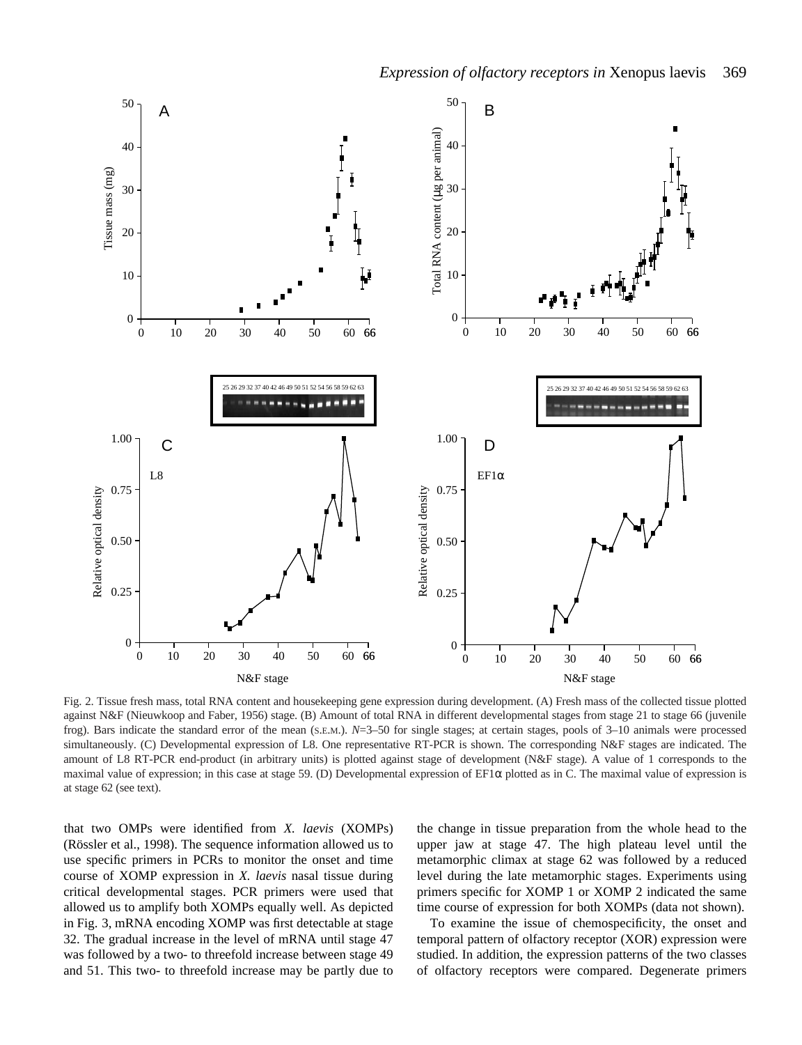Fig. 2. Tissue fresh mass, total RNA content and housekeeping gene expression during development. (A) Fresh mass of the collected tissue plotted against N&F (Nieuwkoop and Faber, 1956) stage. (B) Amount of total RNA in different developmental stages from stage 21 to stage 66 (juvenile frog). Bars indicate the standard error of the mean (S.E.M.). $N$=3–50 for single stages; at certain stages, pools of 3–10 animals were processed simultaneously. (C) Developmental expression of L8. One representative RT-PCR is shown. The corresponding N&F stages are indicated. The amount of L8 RT-PCR end-product (in arbitrary units) is plotted against stage of development (N&F stage). A value of 1 corresponds to the maximal value of expression; in this case at stage 59. (D) Developmental expression of EF1α plotted as in C. The maximal value of expression is at stage 62 (see text).

that two OMPs were identified from *X. laevis* (XOMPs) (Rössler et al., 1998). The sequence information allowed us to use specific primers in PCRs to monitor the onset and time course of XOMP expression in *X. laevis* nasal tissue during critical developmental stages. PCR primers were used that allowed us to amplify both XOMPs equally well. As depicted in Fig. 3, mRNA encoding XOMP was first detectable at stage 32. The gradual increase in the level of mRNA until stage 47 was followed by a two- to threefold increase between stage 49 and 51. This two- to threefold increase may be partly due to the change in tissue preparation from the whole head to the upper jaw at stage 47. The high plateau level until the metamorphic climax at stage 62 was followed by a reduced level during the late metamorphic stages. Experiments using primers specific for XOMP 1 or XOMP 2 indicated the same time course of expression for both XOMPs (data not shown).

To examine the issue of chemospecificity, the onset and temporal pattern of olfactory receptor (XOR) expression were studied. In addition, the expression patterns of the two classes of olfactory receptors were compared. Degenerate primers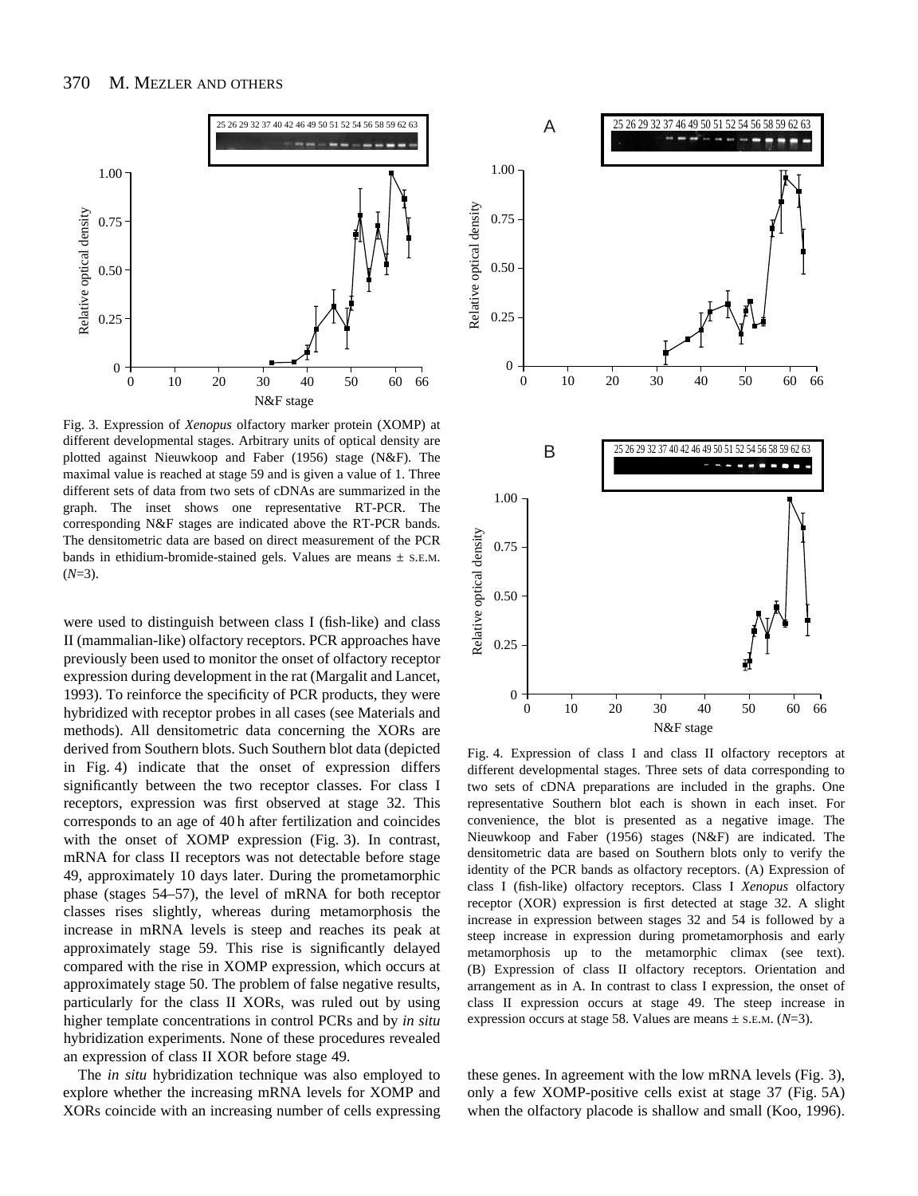Fig. 3. Expression of *Xenopus* olfactory marker protein (XOMP) at different developmental stages. Arbitrary units of optical density are plotted against Nieuwkoop and Faber (1956) stage (N&F). The maximal value is reached at stage 59 and is given a value of 1. Three different sets of data from two sets of cDNAs are summarized in the graph. The inset shows one representative RT-PCR. The corresponding N&F stages are indicated above the RT-PCR bands. The densitometric data are based on direct measurement of the PCR bands in ethidium-bromide-stained gels. Values are means ± S.E.M. (*N*=3).

were used to distinguish between class I (fish-like) and class II (mammalian-like) olfactory receptors. PCR approaches have previously been used to monitor the onset of olfactory receptor expression during development in the rat (Margalit and Lancet, 1993). To reinforce the specificity of PCR products, they were hybridized with receptor probes in all cases (see Materials and methods). All densitometric data concerning the XORs are derived from Southern blots. Such Southern blot data (depicted in Fig. 4) indicate that the onset of expression differs significantly between the two receptor classes. For class I receptors, expression was first observed at stage 32. This corresponds to an age of 40 h after fertilization and coincides with the onset of XOMP expression (Fig. 3). In contrast, mRNA for class II receptors was not detectable before stage 49, approximately 10 days later. During the prometamorphic phase (stages 54–57), the level of mRNA for both receptor classes rises slightly, whereas during metamorphosis the increase in mRNA levels is steep and reaches its peak at approximately stage 59. This rise is significantly delayed compared with the rise in XOMP expression, which occurs at approximately stage 50. The problem of false negative results, particularly for the class II XORs, was ruled out by using higher template concentrations in control PCRs and by *in situ* hybridization experiments. None of these procedures revealed an expression of class II XOR before stage 49.

The *in situ* hybridization technique was also employed to explore whether the increasing mRNA levels for XOMP and XORs coincide with an increasing number of cells expressing these genes. In agreement with the low mRNA levels (Fig. 3), only a few XOMP-positive cells exist at stage 37 (Fig. 5A) when the olfactory placode is shallow and small (Koo, 1996).

Fig. 4. Expression of class I and class II olfactory receptors at different developmental stages. Three sets of data corresponding to two sets of cDNA preparations are included in the graphs. One representative Southern blot each is shown in each inset. For convenience, the blot is presented as a negative image. The Nieuwkoop and Faber (1956) stages (N&F) are indicated. The densitometric data are based on Southern blots only to verify the identity of the PCR bands as olfactory receptors. (A) Expression of class I (fish-like) olfactory receptors. Class I *Xenopus* olfactory receptor (XOR) expression is first detected at stage 32. A slight increase in expression between stages 32 and 54 is followed by a steep increase in expression during prometamorphosis and early metamorphosis up to the metamorphic climax (see text). (B) Expression of class II olfactory receptors. Orientation and arrangement as in A. In contrast to class I expression, the onset of class II expression occurs at stage 49. The steep increase in expression occurs at stage 58. Values are means ± S.E.M. (*N*=3).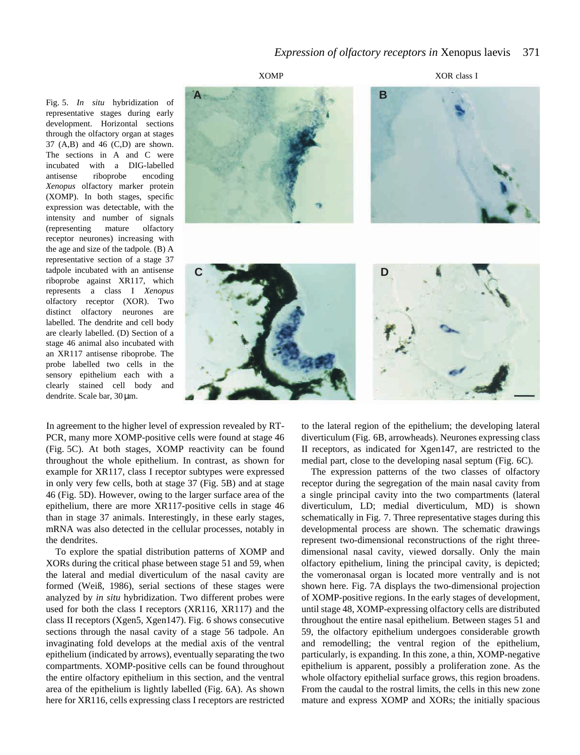Fig. 5. *In situ* hybridization of representative stages during early development. Horizontal sections through the olfactory organ at stages 37 (A,B) and 46 (C,D) are shown. The sections in A and C were incubated with a DIG-labelled antisense riboprobe encoding *Xenopus* olfactory marker protein (XOMP). In both stages, specific expression was detectable, with the intensity and number of signals (representing mature olfactory receptor neurones) increasing with the age and size of the tadpole. (B) A representative section of a stage 37 tadpole incubated with an antisense riboprobe against XR117, which represents a class I *Xenopus* olfactory receptor (XOR). Two distinct olfactory neurones are labelled. The dendrite and cell body are clearly labelled. (D) Section of a stage 46 animal also incubated with an XR117 antisense riboprobe. The probe labelled two cells in the sensory epithelium each with a clearly stained cell body and dendrite. Scale bar, 30 μm.

In agreement to the higher level of expression revealed by RT-PCR, many more XOMP-positive cells were found at stage 46 (Fig. 5C). At both stages, XOMP reactivity can be found throughout the whole epithelium. In contrast, as shown for example for XR117, class I receptor subtypes were expressed in only very few cells, both at stage 37 (Fig. 5B) and at stage 46 (Fig. 5D). However, owing to the larger surface area of the epithelium, there are more XR117-positive cells in stage 46 than in stage 37 animals. Interestingly, in these early stages, mRNA was also detected in the cellular processes, notably in the dendrites.

To explore the spatial distribution patterns of XOMP and XORs during the critical phase between stage 51 and 59, when the lateral and medial diverticulum of the nasal cavity are formed (Weiß, 1986), serial sections of these stages were analyzed by *in situ* hybridization. Two different probes were used for both the class I receptors (XR116, XR117) and the class II receptors (Xgen5, Xgen147). Fig. 6 shows consecutive sections through the nasal cavity of a stage 56 tadpole. An invaginating fold develops at the medial axis of the ventral epithelium (indicated by arrows), eventually separating the two compartments. XOMP-positive cells can be found throughout the entire olfactory epithelium in this section, and the ventral area of the epithelium is lightly labelled (Fig. 6A). As shown here for XR116, cells expressing class I receptors are restricted to the lateral region of the epithelium; the developing lateral diverticulum (Fig. 6B, arrowheads). Neurones expressing class II receptors, as indicated for Xgen147, are restricted to the medial part, close to the developing nasal septum (Fig. 6C).

The expression patterns of the two classes of olfactory receptor during the segregation of the main nasal cavity from a single principal cavity into the two compartments (lateral diverticulum, LD; medial diverticulum, MD) is shown schematically in Fig. 7. Three representative stages during this developmental process are shown. The schematic drawings represent two-dimensional reconstructions of the right three-dimensional nasal cavity, viewed dorsally. Only the main olfactory epithelium, lining the principal cavity, is depicted; the vomeronasal organ is located more ventrally and is not shown here. Fig. 7A displays the two-dimensional projection of XOMP-positive regions. In the early stages of development, until stage 48, XOMP-expressing olfactory cells are distributed throughout the entire nasal epithelium. Between stages 51 and 59, the olfactory epithelium undergoes considerable growth and remodelling; the ventral region of the epithelium, particularly, is expanding. In this zone, a thin, XOMP-negative epithelium is apparent, possibly a proliferation zone. As the whole olfactory epithelial surface grows, this region broadens. From the caudal to the rostral limits, the cells in this new zone mature and express XOMP and XORs; the initially spacious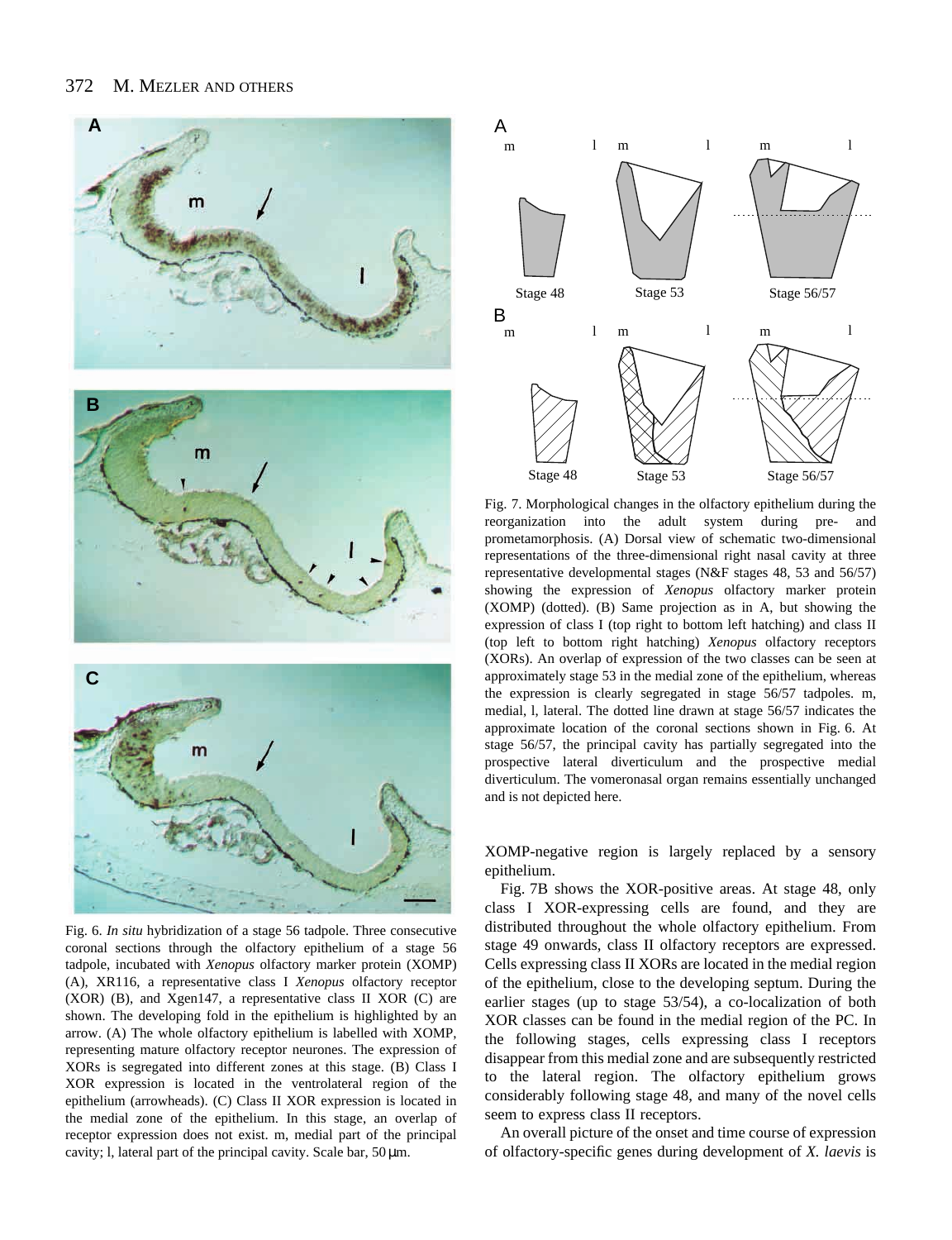Fig. 6. *In situ* hybridization of a stage 56 tadpole. Three consecutive coronal sections through the olfactory epithelium of a stage 56 tadpole, incubated with *Xenopus* olfactory marker protein (XOMP) (A), XR116, a representative class I *Xenopus* olfactory receptor (XOR) (B), and Xgen147, a representative class II XOR (C) are shown. The developing fold in the epithelium is highlighted by an arrow. (A) The whole olfactory epithelium is labelled with XOMP, representing mature olfactory receptor neurones. The expression of XORs is segregated into different zones at this stage. (B) Class I XOR expression is located in the ventrolateral region of the epithelium (arrowheads). (C) Class II XOR expression is located in the medial zone of the epithelium. In this stage, an overlap of receptor expression does not exist. m, medial part of the principal cavity; l, lateral part of the principal cavity. Scale bar, 50 μm.

Fig. 7. Morphological changes in the olfactory epithelium during the reorganization into the adult system during pre- and prometamorphosis. (A) Dorsal view of schematic two-dimensional representations of the three-dimensional right nasal cavity at three representative developmental stages (N&F stages 48, 53 and 56/57) showing the expression of *Xenopus* olfactory marker protein (XOMP) (dotted). (B) Same projection as in A, but showing the expression of class I (top right to bottom left hatching) and class II (top left to bottom right hatching) *Xenopus* olfactory receptors (XORs). An overlap of expression of the two classes can be seen at approximately stage 53 in the medial zone of the epithelium, whereas the expression is clearly segregated in stage 56/57 tadpoles. m, medial, l, lateral. The dotted line drawn at stage 56/57 indicates the approximate location of the coronal sections shown in Fig. 6. At stage 56/57, the principal cavity has partially segregated into the prospective lateral diverticulum and the prospective medial diverticulum. The vomeronasal organ remains essentially unchanged and is not depicted here.

XOMP-negative region is largely replaced by a sensory epithelium.

Fig. 7B shows the XOR-positive areas. At stage 48, only class I XOR-expressing cells are found, and they are distributed throughout the whole olfactory epithelium. From stage 49 onwards, class II olfactory receptors are expressed. Cells expressing class II XORs are located in the medial region of the epithelium, close to the developing septum. During the earlier stages (up to stage 53/54), a co-localization of both XOR classes can be found in the medial region of the PC. In the following stages, cells expressing class I receptors disappear from this medial zone and are subsequently restricted to the lateral region. The olfactory epithelium grows considerably following stage 48, and many of the novel cells seem to express class II receptors.

An overall picture of the onset and time course of expression of olfactory-specific genes during development of *X. laevis* is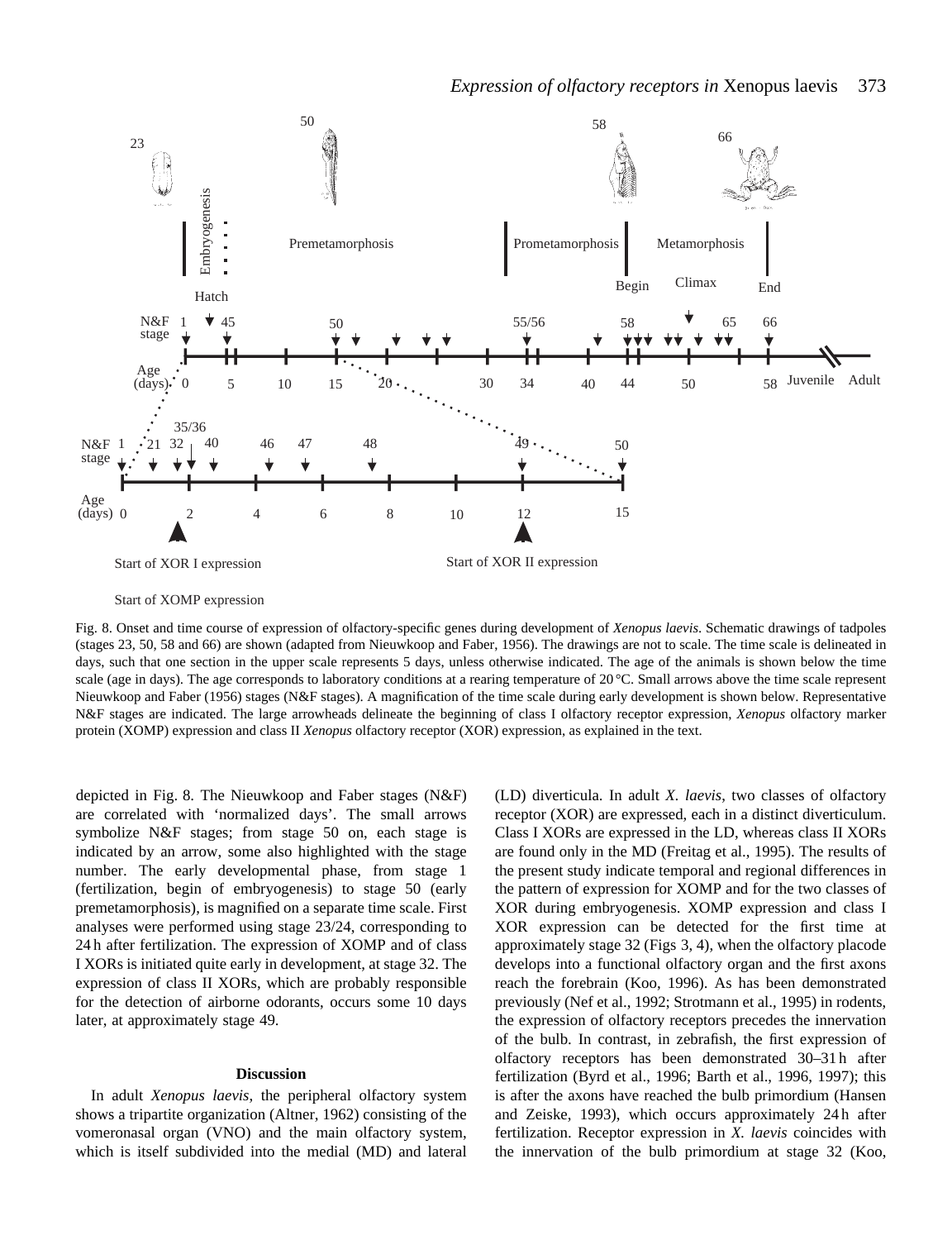Fig. 8. Onset and time course of expression of olfactory-specific genes during development of *Xenopus laevis*. Schematic drawings of tadpoles (stages 23, 50, 58 and 66) are shown (adapted from Nieuwkoop and Faber, 1956). The drawings are not to scale. The time scale is delineated in days, such that one section in the upper scale represents 5 days, unless otherwise indicated. The age of the animals is shown below the time scale (age in days). The age corresponds to laboratory conditions at a rearing temperature of 20 °C. Small arrows above the time scale represent Nieuwkoop and Faber (1956) stages (N&F stages). A magnification of the time scale during early development is shown below. Representative N&F stages are indicated. The large arrowheads delineate the beginning of class I olfactory receptor expression, *Xenopus* olfactory marker protein (XOMP) expression and class II *Xenopus* olfactory receptor (XOR) expression, as explained in the text.

depicted in Fig. 8. The Nieuwkoop and Faber stages (N&F) are correlated with 'normalized days'. The small arrows symbolize N&F stages; from stage 50 on, each stage is indicated by an arrow, some also highlighted with the stage number. The early developmental phase, from stage 1 (fertilization, begin of embryogenesis) to stage 50 (early premetamorphosis), is magnified on a separate time scale. First analyses were performed using stage 23/24, corresponding to 24 h after fertilization. The expression of XOMP and of class I XORs is initiated quite early in development, at stage 32. The expression of class II XORs, which are probably responsible for the detection of airborne odorants, occurs some 10 days later, at approximately stage 49.

## Discussion

In adult *Xenopus laevis*, the peripheral olfactory system shows a tripartite organization (Altner, 1962) consisting of the vomeronasal organ (VNO) and the main olfactory system, which is itself subdivided into the medial (MD) and lateral (LD) diverticula. In adult *X. laevis*, two classes of olfactory receptor (XOR) are expressed, each in a distinct diverticulum. Class I XORs are expressed in the LD, whereas class II XORs are found only in the MD (Freitag et al., 1995). The results of the present study indicate temporal and regional differences in the pattern of expression for XOMP and for the two classes of XOR during embryogenesis. XOMP expression and class I XOR expression can be detected for the first time at approximately stage 32 (Figs 3, 4), when the olfactory placode develops into a functional olfactory organ and the first axons reach the forebrain (Koo, 1996). As has been demonstrated previously (Nef et al., 1992; Strotmann et al., 1995) in rodents, the expression of olfactory receptors precedes the innervation of the bulb. In contrast, in zebrafish, the first expression of olfactory receptors has been demonstrated 30–31 h after fertilization (Byrd et al., 1996; Barth et al., 1996, 1997); this is after the axons have reached the bulb primordium (Hansen and Zeiske, 1993), which occurs approximately 24 h after fertilization. Receptor expression in *X. laevis* coincides with the innervation of the bulb primordium at stage 32 (Koo,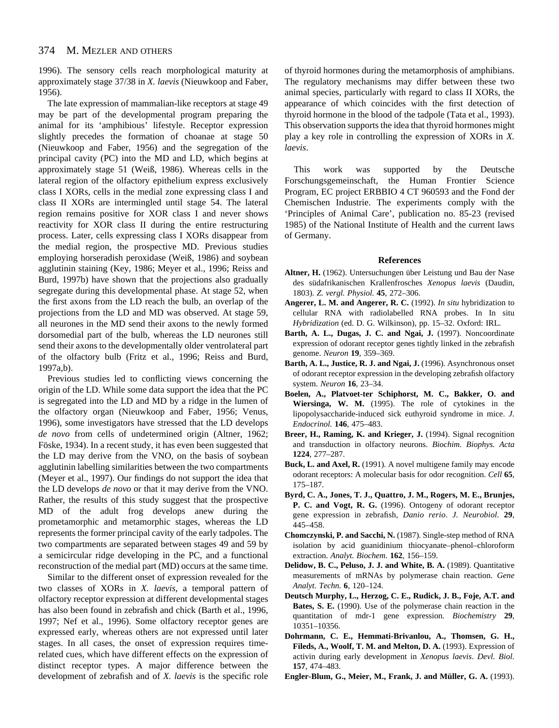1996). The sensory cells reach morphological maturity at approximately stage 37/38 in *X. laevis* (Nieuwkoop and Faber, 1956).

The late expression of mammalian-like receptors at stage 49 may be part of the developmental program preparing the animal for its 'amphibious' lifestyle. Receptor expression slightly precedes the formation of choanae at stage 50 (Nieuwkoop and Faber, 1956) and the segregation of the principal cavity (PC) into the MD and LD, which begins at approximately stage 51 (Weiß, 1986). Whereas cells in the lateral region of the olfactory epithelium express exclusively class I XORs, cells in the medial zone expressing class I and class II XORs are intermingled until stage 54. The lateral region remains positive for XOR class I and never shows reactivity for XOR class II during the entire restructuring process. Later, cells expressing class I XORs disappear from the medial region, the prospective MD. Previous studies employing horseradish peroxidase (Weiß, 1986) and soybean agglutinin staining (Key, 1986; Meyer et al., 1996; Reiss and Burd, 1997b) have shown that the projections also gradually segregate during this developmental phase. At stage 52, when the first axons from the LD reach the bulb, an overlap of the projections from the LD and MD was observed. At stage 59, all neurones in the MD send their axons to the newly formed dorsomedial part of the bulb, whereas the LD neurones still send their axons to the developmentally older ventrolateral part of the olfactory bulb (Fritz et al., 1996; Reiss and Burd, 1997a,b).

Previous studies led to conflicting views concerning the origin of the LD. While some data support the idea that the PC is segregated into the LD and MD by a ridge in the lumen of the olfactory organ (Nieuwkoop and Faber, 1956; Venus, 1996), some investigators have stressed that the LD develops *de novo* from cells of undetermined origin (Altner, 1962; Föske, 1934). In a recent study, it has even been suggested that the LD may derive from the VNO, on the basis of soybean agglutinin labelling similarities between the two compartments (Meyer et al., 1997). Our findings do not support the idea that the LD develops *de novo* or that it may derive from the VNO. Rather, the results of this study suggest that the prospective MD of the adult frog develops anew during the prometamorphic and metamorphic stages, whereas the LD represents the former principal cavity of the early tadpoles. The two compartments are separated between stages 49 and 59 by a semicircular ridge developing in the PC, and a functional reconstruction of the medial part (MD) occurs at the same time.

Similar to the different onset of expression revealed for the two classes of XORs in *X. laevis*, a temporal pattern of olfactory receptor expression at different developmental stages has also been found in zebrafish and chick (Barth et al., 1996, 1997; Nef et al., 1996). Some olfactory receptor genes are expressed early, whereas others are not expressed until later stages. In all cases, the onset of expression requires time-related cues, which have different effects on the expression of distinct receptor types. A major difference between the development of zebrafish and of *X. laevis* is the specific role of thyroid hormones during the metamorphosis of amphibians. The regulatory mechanisms may differ between these two animal species, particularly with regard to class II XORs, the appearance of which coincides with the first detection of thyroid hormone in the blood of the tadpole (Tata et al., 1993). This observation supports the idea that thyroid hormones might play a key role in controlling the expression of XORs in *X. laevis*.

This work was supported by the Deutsche Forschungsgemeinschaft, the Human Frontier Science Program, EC project ERBBIO 4 CT 960593 and the Fond der Chemischen Industrie. The experiments comply with the 'Principles of Animal Care', publication no. 85-23 (revised 1985) of the National Institute of Health and the current laws of Germany.

## References

**Altner, H.** (1962). Untersuchungen über Leistung und Bau der Nase des südafrikanischen Krallenfrosches *Xenopus laevis* (Daudin, 1803). *Z. vergl. Physiol.* **45**, 272–306.

**Angerer, L. M. and Angerer, R. C.** (1992). *In situ* hybridization to cellular RNA with radiolabelled RNA probes. In In situ *Hybridization* (ed. D. G. Wilkinson), pp. 15–32. Oxford: IRL.

**Barth, A. L., Dugas, J. C. and Ngai, J.** (1997). Noncoordinate expression of odorant receptor genes tightly linked in the zebrafish genome. *Neuron* **19**, 359–369.

**Barth, A. L., Justice, R. J. and Ngai, J.** (1996). Asynchronous onset of odorant receptor expression in the developing zebrafish olfactory system. *Neuron* **16**, 23–34.

**Boelen, A., Platvoet-ter Schiphorst, M. C., Bakker, O. and Wiersinga, W. M.** (1995). The role of cytokines in the lipopolysaccharide-induced sick euthyroid syndrome in mice. *J. Endocrinol.* **146**, 475–483.

**Breer, H., Raming, K. and Krieger, J.** (1994). Signal recognition and transduction in olfactory neurons. *Biochim. Biophys. Acta* **1224**, 277–287.

**Buck, L. and Axel, R.** (1991). A novel multigene family may encode odorant receptors: A molecular basis for odor recognition. *Cell* **65**, 175–187.

**Byrd, C. A., Jones, T. J., Quattro, J. M., Rogers, M. E., Brunjes, P. C. and Vogt, R. G.** (1996). Ontogeny of odorant receptor gene expression in zebrafish, *Danio rerio*. *J. Neurobiol.* **29**, 445–458.

**Chomczynski, P. and Sacchi, N.** (1987). Single-step method of RNA isolation by acid guanidinium thiocyanate–phenol–chloroform extraction. *Analyt. Biochem.* **162**, 156–159.

**Delidow, B. C., Peluso, J. J. and White, B. A.** (1989). Quantitative measurements of mRNAs by polymerase chain reaction. *Gene Analyt. Techn.* **6**, 120–124.

**Deutsch Murphy, L., Herzog, C. E., Rudick, J. B., Foje, A.T. and Bates, S. E.** (1990). Use of the polymerase chain reaction in the quantitation of mdr-1 gene expression. *Biochemistry* **29**, 10351–10356.

**Dohrmann, C. E., Hemmati-Brivanlou, A., Thomsen, G. H., Fileds, A., Woolf, T. M. and Melton, D. A.** (1993). Expression of activin during early development in *Xenopus laevis*. *Devl. Biol.* **157**, 474–483.

**Engler-Blum, G., Meier, M., Frank, J. and Müller, G. A.** (1993).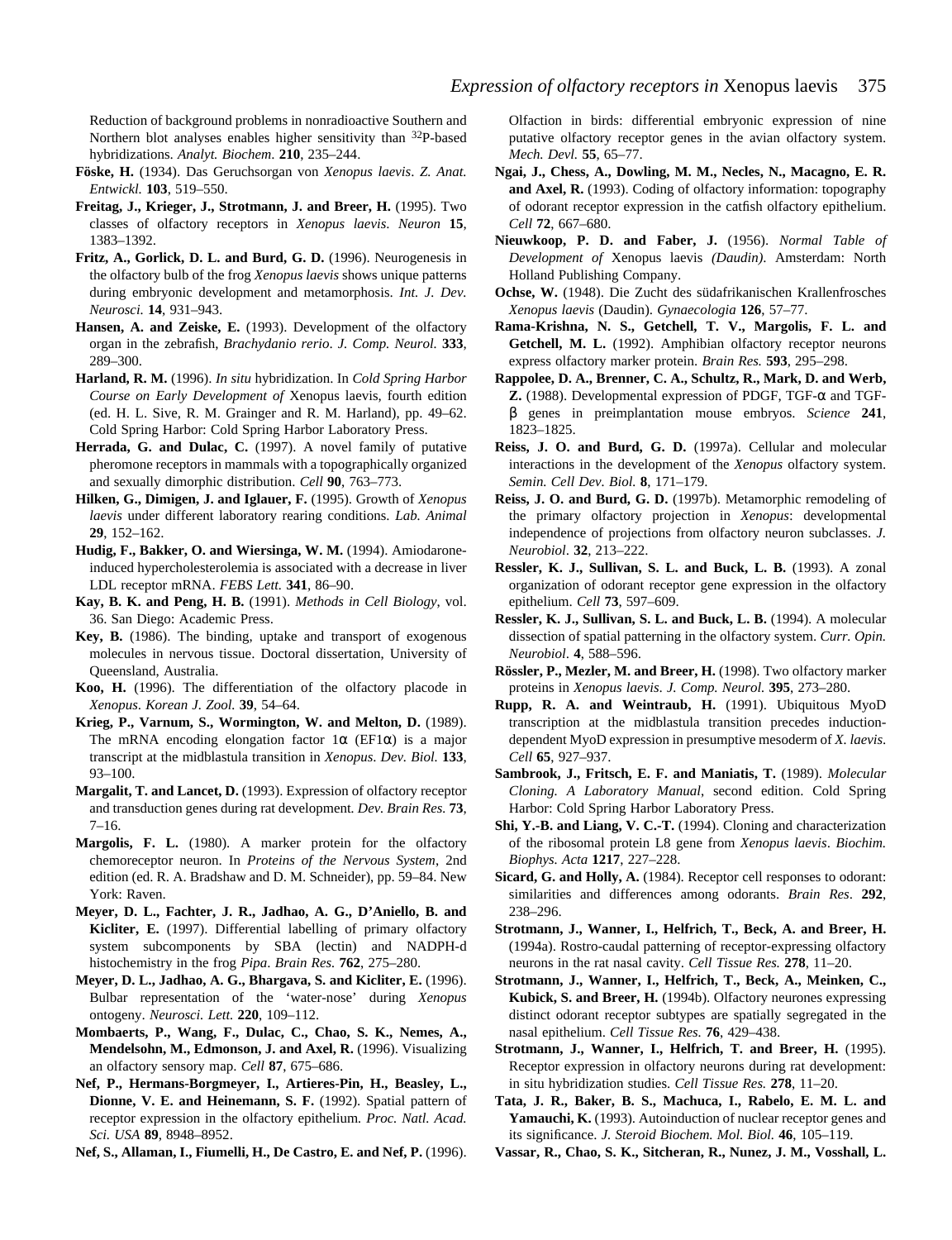Reduction of background problems in nonradioactive Southern and Northern blot analyses enables higher sensitivity than $^{32}$P-based hybridizations. *Analyt. Biochem*. **210**, 235–244.

**Föske, H.** (1934). Das Geruchsorgan von *Xenopus laevis*. *Z. Anat. Entwickl.* **103**, 519–550.

**Freitag, J., Krieger, J., Strotmann, J. and Breer, H.** (1995). Two classes of olfactory receptors in *Xenopus laevis*. *Neuron* **15**, 1383–1392.

**Fritz, A., Gorlick, D. L. and Burd, G. D.** (1996). Neurogenesis in the olfactory bulb of the frog *Xenopus laevis* shows unique patterns during embryonic development and metamorphosis. *Int. J. Dev. Neurosci.* **14**, 931–943.

**Hansen, A. and Zeiske, E.** (1993). Development of the olfactory organ in the zebrafish, *Brachydanio rerio*. *J. Comp. Neurol.* **333**, 289–300.

**Harland, R. M.** (1996). *In situ* hybridization. In *Cold Spring Harbor Course on Early Development of* Xenopus laevis, fourth edition (ed. H. L. Sive, R. M. Grainger and R. M. Harland), pp. 49–62. Cold Spring Harbor: Cold Spring Harbor Laboratory Press.

**Herrada, G. and Dulac, C.** (1997). A novel family of putative pheromone receptors in mammals with a topographically organized and sexually dimorphic distribution. *Cell* **90**, 763–773.

**Hilken, G., Dimigen, J. and Iglauer, F.** (1995). Growth of *Xenopus laevis* under different laboratory rearing conditions. *Lab. Animal* **29**, 152–162.

**Hudig, F., Bakker, O. and Wiersinga, W. M.** (1994). Amiodarone-induced hypercholesterolemia is associated with a decrease in liver LDL receptor mRNA. *FEBS Lett.* **341**, 86–90.

**Kay, B. K. and Peng, H. B.** (1991). *Methods in Cell Biology*, vol. 36. San Diego: Academic Press.

**Key, B.** (1986). The binding, uptake and transport of exogenous molecules in nervous tissue. Doctoral dissertation, University of Queensland, Australia.

**Koo, H.** (1996). The differentiation of the olfactory placode in *Xenopus*. *Korean J. Zool.* **39**, 54–64.

**Krieg, P., Varnum, S., Wormington, W. and Melton, D.** (1989). The mRNA encoding elongation factor 1α (EF1α) is a major transcript at the midblastula transition in *Xenopus*. *Dev. Biol.* **133**, 93–100.

**Margalit, T. and Lancet, D.** (1993). Expression of olfactory receptor and transduction genes during rat development. *Dev. Brain Res.* **73**, 7–16.

**Margolis, F. L.** (1980). A marker protein for the olfactory chemoreceptor neuron. In *Proteins of the Nervous System*, 2nd edition (ed. R. A. Bradshaw and D. M. Schneider), pp. 59–84. New York: Raven.

**Meyer, D. L., Fachter, J. R., Jadhao, A. G., D'Aniello, B. and Kicliter, E.** (1997). Differential labelling of primary olfactory system subcomponents by SBA (lectin) and NADPH-d histochemistry in the frog *Pipa*. *Brain Res.* **762**, 275–280.

**Meyer, D. L., Jadhao, A. G., Bhargava, S. and Kicliter, E.** (1996). Bulbar representation of the 'water-nose' during *Xenopus* ontogeny. *Neurosci. Lett.* **220**, 109–112.

**Mombaerts, P., Wang, F., Dulac, C., Chao, S. K., Nemes, A., Mendelsohn, M., Edmonson, J. and Axel, R.** (1996). Visualizing an olfactory sensory map. *Cell* **87**, 675–686.

**Nef, P., Hermans-Borgmeyer, I., Artieres-Pin, H., Beasley, L., Dionne, V. E. and Heinemann, S. F.** (1992). Spatial pattern of receptor expression in the olfactory epithelium. *Proc. Natl. Acad. Sci. USA* **89**, 8948–8952.

**Nef, S., Allaman, I., Fiumelli, H., De Castro, E. and Nef, P.** (1996). Olfaction in birds: differential embryonic expression of nine putative olfactory receptor genes in the avian olfactory system. *Mech. Devl.* **55**, 65–77.

**Ngai, J., Chess, A., Dowling, M. M., Necles, N., Macagno, E. R. and Axel, R.** (1993). Coding of olfactory information: topography of odorant receptor expression in the catfish olfactory epithelium. *Cell* **72**, 667–680.

**Nieuwkoop, P. D. and Faber, J.** (1956). *Normal Table of Development of* Xenopus laevis *(Daudin)*. Amsterdam: North Holland Publishing Company.

**Ochse, W.** (1948). Die Zucht des südafrikanischen Krallenfrosches *Xenopus laevis* (Daudin). *Gynaecologia* **126**, 57–77.

**Rama-Krishna, N. S., Getchell, T. V., Margolis, F. L. and Getchell, M. L.** (1992). Amphibian olfactory receptor neurons express olfactory marker protein. *Brain Res.* **593**, 295–298.

**Rappolee, D. A., Brenner, C. A., Schultz, R., Mark, D. and Werb, Z.** (1988). Developmental expression of PDGF, TGF-α and TGF-β genes in preimplantation mouse embryos. *Science* **241**, 1823–1825.

**Reiss, J. O. and Burd, G. D.** (1997a). Cellular and molecular interactions in the development of the *Xenopus* olfactory system. *Semin. Cell Dev. Biol.* **8**, 171–179.

**Reiss, J. O. and Burd, G. D.** (1997b). Metamorphic remodeling of the primary olfactory projection in *Xenopus*: developmental independence of projections from olfactory neuron subclasses. *J. Neurobiol*. **32**, 213–222.

**Ressler, K. J., Sullivan, S. L. and Buck, L. B.** (1993). A zonal organization of odorant receptor gene expression in the olfactory epithelium. *Cell* **73**, 597–609.

**Ressler, K. J., Sullivan, S. L. and Buck, L. B.** (1994). A molecular dissection of spatial patterning in the olfactory system. *Curr. Opin. Neurobiol*. **4**, 588–596.

**Rössler, P., Mezler, M. and Breer, H.** (1998). Two olfactory marker proteins in *Xenopus laevis*. *J. Comp. Neurol.* **395**, 273–280.

**Rupp, R. A. and Weintraub, H.** (1991). Ubiquitous MyoD transcription at the midblastula transition precedes induction-dependent MyoD expression in presumptive mesoderm of *X. laevis*. *Cell* **65**, 927–937.

**Sambrook, J., Fritsch, E. F. and Maniatis, T.** (1989). *Molecular Cloning. A Laboratory Manual*, second edition. Cold Spring Harbor: Cold Spring Harbor Laboratory Press.

**Shi, Y.-B. and Liang, V. C.-T.** (1994). Cloning and characterization of the ribosomal protein L8 gene from *Xenopus laevis*. *Biochim. Biophys. Acta* **1217**, 227–228.

**Sicard, G. and Holly, A.** (1984). Receptor cell responses to odorant: similarities and differences among odorants. *Brain Res*. **292**, 238–296.

**Strotmann, J., Wanner, I., Helfrich, T., Beck, A. and Breer, H.** (1994a). Rostro-caudal patterning of receptor-expressing olfactory neurons in the rat nasal cavity. *Cell Tissue Res.* **278**, 11–20.

**Strotmann, J., Wanner, I., Helfrich, T., Beck, A., Meinken, C., Kubick, S. and Breer, H.** (1994b). Olfactory neurones expressing distinct odorant receptor subtypes are spatially segregated in the nasal epithelium. *Cell Tissue Res.* **76**, 429–438.

**Strotmann, J., Wanner, I., Helfrich, T. and Breer, H.** (1995). Receptor expression in olfactory neurons during rat development: in situ hybridization studies. *Cell Tissue Res.* **278**, 11–20.

**Tata, J. R., Baker, B. S., Machuca, I., Rabelo, E. M. L. and Yamauchi, K.** (1993). Autoinduction of nuclear receptor genes and its significance. *J. Steroid Biochem. Mol. Biol.* **46**, 105–119.

**Vassar, R., Chao, S. K., Sitcheran, R., Nunez, J. M., Vosshall, L.**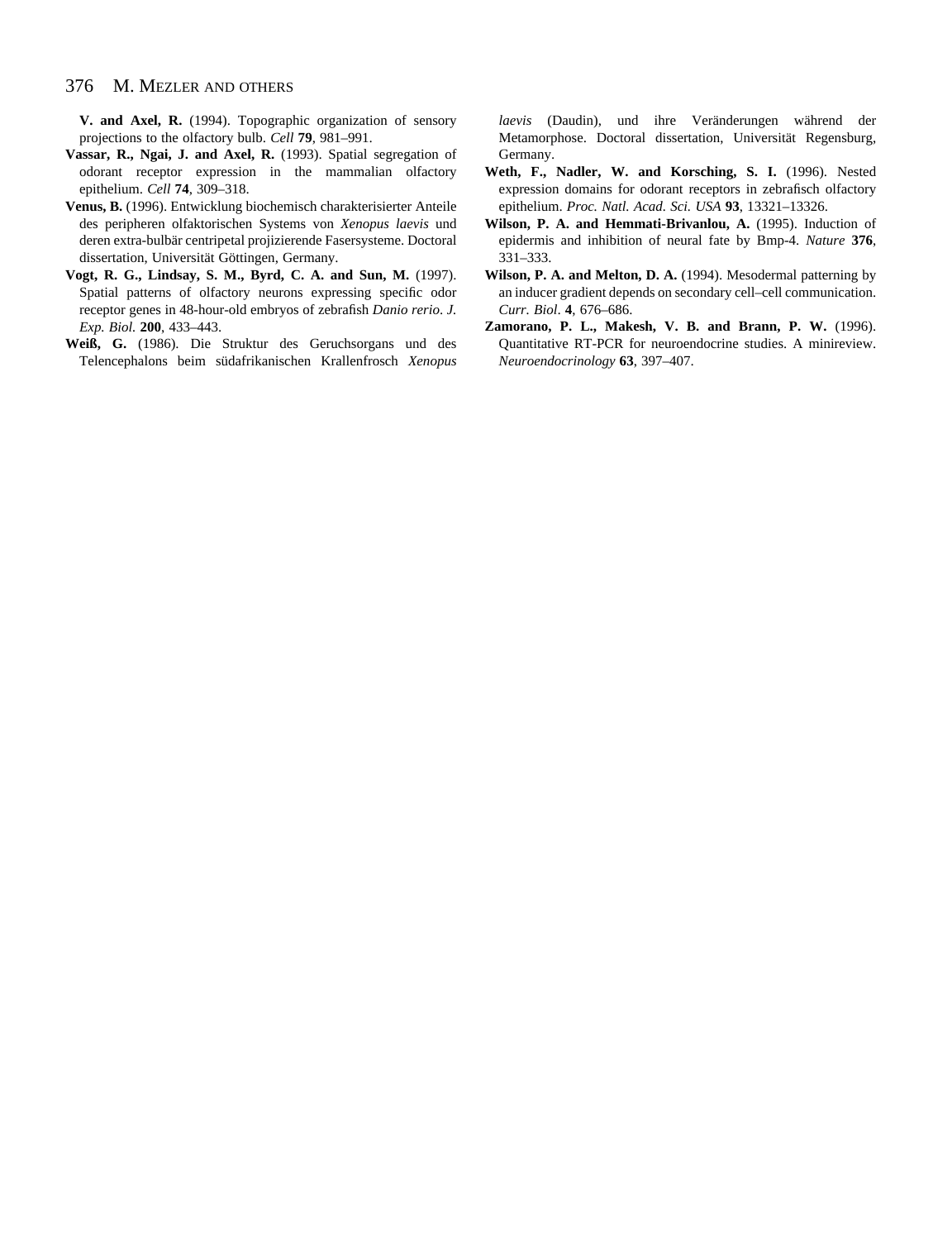**V. and Axel, R.** (1994). Topographic organization of sensory projections to the olfactory bulb. *Cell* **79**, 981–991.

**Vassar, R., Ngai, J. and Axel, R.** (1993). Spatial segregation of odorant receptor expression in the mammalian olfactory epithelium. *Cell* **74**, 309–318.

**Venus, B.** (1996). Entwicklung biochemisch charakterisierter Anteile des peripheren olfaktorischen Systems von *Xenopus laevis* und deren extra-bulbär centripetal projizierende Fasersysteme. Doctoral dissertation, Universität Göttingen, Germany.

**Vogt, R. G., Lindsay, S. M., Byrd, C. A. and Sun, M.** (1997). Spatial patterns of olfactory neurons expressing specific odor receptor genes in 48-hour-old embryos of zebrafish *Danio rerio*. *J. Exp. Biol.* **200**, 433–443.

**Weiß, G.** (1986). Die Struktur des Geruchsorgans und des Telencephalons beim südafrikanischen Krallenfrosch *Xenopus laevis* (Daudin), und ihre Veränderungen während der Metamorphose. Doctoral dissertation, Universität Regensburg, Germany.

**Weth, F., Nadler, W. and Korsching, S. I.** (1996). Nested expression domains for odorant receptors in zebrafisch olfactory epithelium. *Proc. Natl. Acad. Sci. USA* **93**, 13321–13326.

**Wilson, P. A. and Hemmati-Brivanlou, A.** (1995). Induction of epidermis and inhibition of neural fate by Bmp-4. *Nature* **376**, 331–333.

**Wilson, P. A. and Melton, D. A.** (1994). Mesodermal patterning by an inducer gradient depends on secondary cell–cell communication. *Curr. Biol.* **4**, 676–686.

**Zamorano, P. L., Makesh, V. B. and Brann, P. W.** (1996). Quantitative RT-PCR for neuroendocrine studies. A minireview. *Neuroendocrinology* **63**, 397–407.